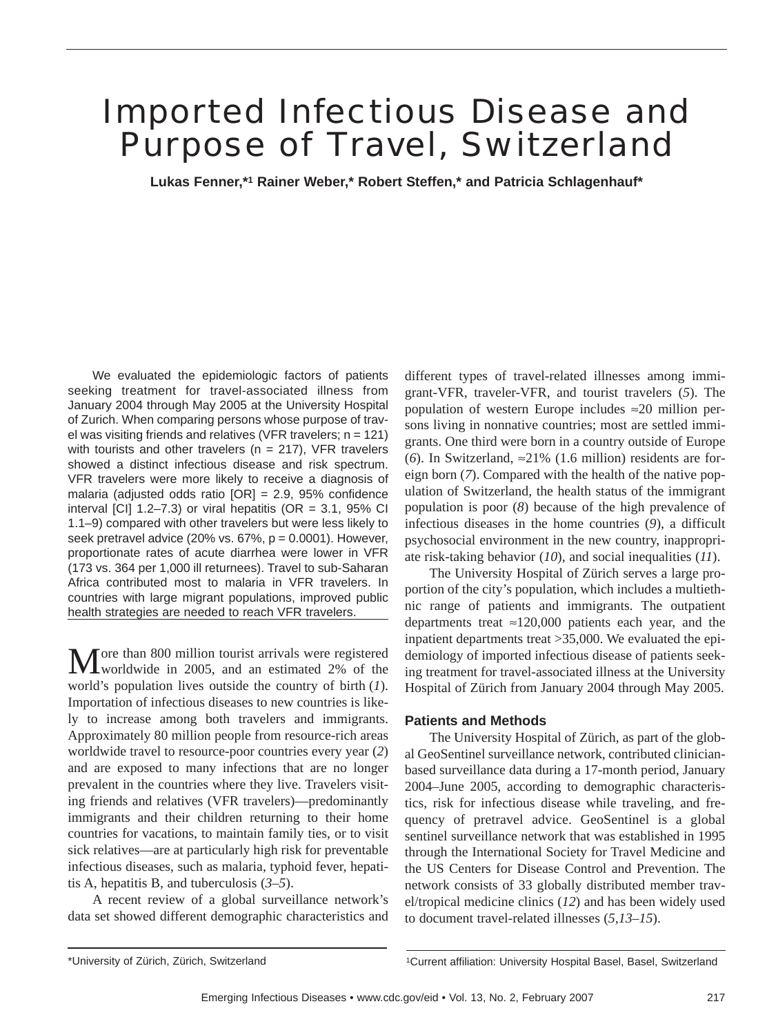# Imported Infectious Disease and Purpose of Travel, Switzerland

**Lukas Fenner,*[1] Rainer Weber,* Robert Steffen,* and Patricia Schlagenhauf***

We evaluated the epidemiologic factors of patients seeking treatment for travel-associated illness from January 2004 through May 2005 at the University Hospital of Zurich. When comparing persons whose purpose of travel was visiting friends and relatives (VFR travelers; n = 121) with tourists and other travelers (n = 217), VFR travelers showed a distinct infectious disease and risk spectrum. VFR travelers were more likely to receive a diagnosis of malaria (adjusted odds ratio [OR] = 2.9, 95% confidence interval [CI] 1.2–7.3) or viral hepatitis (OR = 3.1, 95% CI 1.1–9) compared with other travelers but were less likely to seek pretravel advice (20% vs. 67%, p = 0.0001). However, proportionate rates of acute diarrhea were lower in VFR (173 vs. 364 per 1,000 ill returnees). Travel to sub-Saharan Africa contributed most to malaria in VFR travelers. In countries with large migrant populations, improved public health strategies are needed to reach VFR travelers.

More than 800 million tourist arrivals were registered worldwide in 2005, and an estimated 2% of the world's population lives outside the country of birth (*1*). Importation of infectious diseases to new countries is likely to increase among both travelers and immigrants. Approximately 80 million people from resource-rich areas worldwide travel to resource-poor countries every year (*2*) and are exposed to many infections that are no longer prevalent in the countries where they live. Travelers visiting friends and relatives (VFR travelers)—predominantly immigrants and their children returning to their home countries for vacations, to maintain family ties, or to visit sick relatives—are at particularly high risk for preventable infectious diseases, such as malaria, typhoid fever, hepatitis A, hepatitis B, and tuberculosis (*3–5*).

A recent review of a global surveillance network's data set showed different demographic characteristics and different types of travel-related illnesses among immigrant-VFR, traveler-VFR, and tourist travelers (*5*). The population of western Europe includes ≈20 million persons living in nonnative countries; most are settled immigrants. One third were born in a country outside of Europe (*6*). In Switzerland, ≈21% (1.6 million) residents are foreign born (*7*). Compared with the health of the native population of Switzerland, the health status of the immigrant population is poor (*8*) because of the high prevalence of infectious diseases in the home countries (*9*), a difficult psychosocial environment in the new country, inappropriate risk-taking behavior (*10*), and social inequalities (*11*).

The University Hospital of Zürich serves a large proportion of the city's population, which includes a multiethnic range of patients and immigrants. The outpatient departments treat ≈120,000 patients each year, and the inpatient departments treat >35,000. We evaluated the epidemiology of imported infectious disease of patients seeking treatment for travel-associated illness at the University Hospital of Zürich from January 2004 through May 2005.

## Patients and Methods

The University Hospital of Zürich, as part of the global GeoSentinel surveillance network, contributed clinician-based surveillance data during a 17-month period, January 2004–June 2005, according to demographic characteristics, risk for infectious disease while traveling, and frequency of pretravel advice. GeoSentinel is a global sentinel surveillance network that was established in 1995 through the International Society for Travel Medicine and the US Centers for Disease Control and Prevention. The network consists of 33 globally distributed member travel/tropical medicine clinics (*12*) and has been widely used to document travel-related illnesses (*5,13–15*).

*University of Zürich, Zürich, Switzerland

[1]Current affiliation: University Hospital Basel, Basel, Switzerland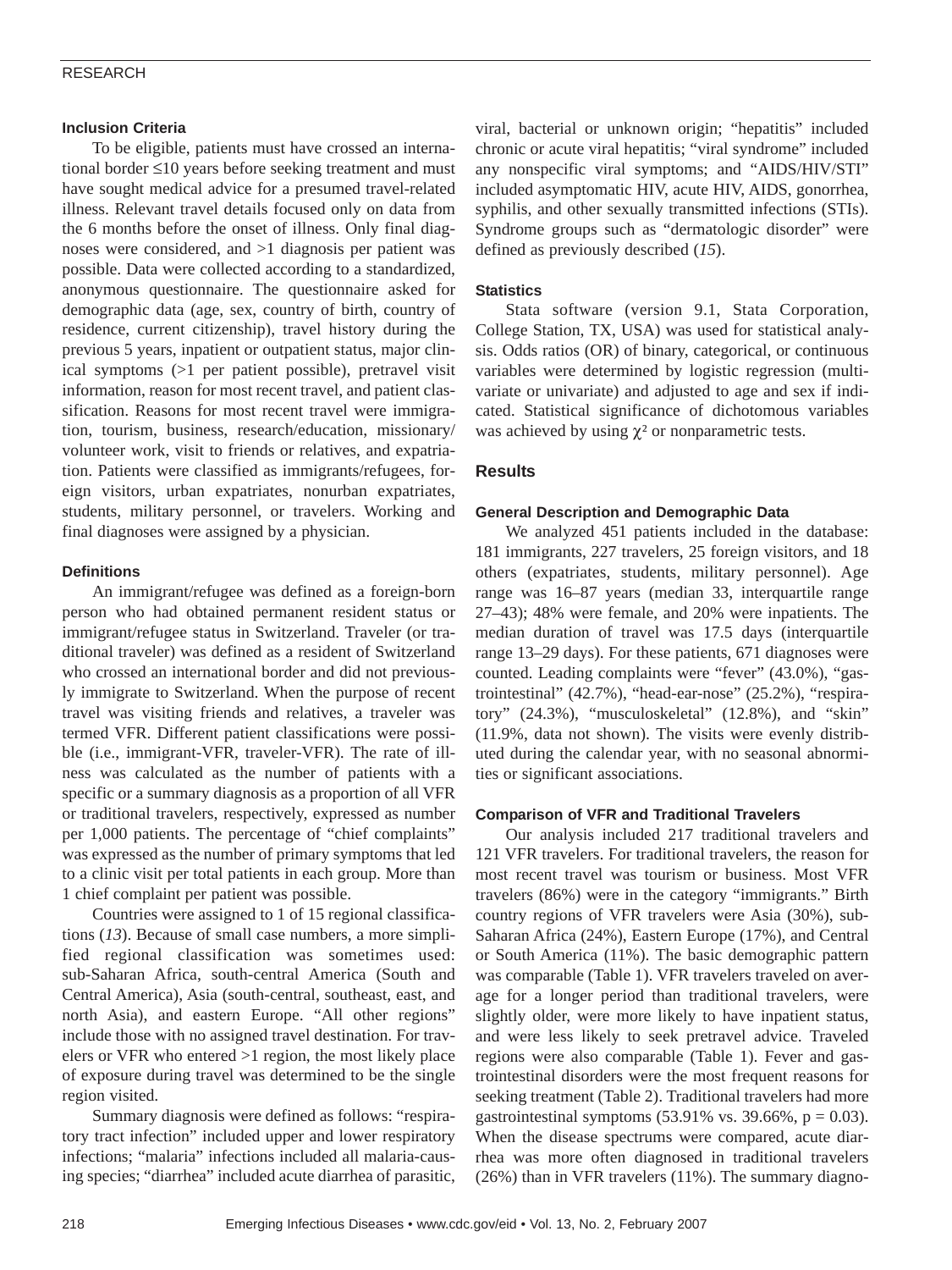### Inclusion Criteria

To be eligible, patients must have crossed an international border ≤10 years before seeking treatment and must have sought medical advice for a presumed travel-related illness. Relevant travel details focused only on data from the 6 months before the onset of illness. Only final diagnoses were considered, and >1 diagnosis per patient was possible. Data were collected according to a standardized, anonymous questionnaire. The questionnaire asked for demographic data (age, sex, country of birth, country of residence, current citizenship), travel history during the previous 5 years, inpatient or outpatient status, major clinical symptoms (>1 per patient possible), pretravel visit information, reason for most recent travel, and patient classification. Reasons for most recent travel were immigration, tourism, business, research/education, missionary/volunteer work, visit to friends or relatives, and expatriation. Patients were classified as immigrants/refugees, foreign visitors, urban expatriates, nonurban expatriates, students, military personnel, or travelers. Working and final diagnoses were assigned by a physician.

### Definitions

An immigrant/refugee was defined as a foreign-born person who had obtained permanent resident status or immigrant/refugee status in Switzerland. Traveler (or traditional traveler) was defined as a resident of Switzerland who crossed an international border and did not previously immigrate to Switzerland. When the purpose of recent travel was visiting friends and relatives, a traveler was termed VFR. Different patient classifications were possible (i.e., immigrant-VFR, traveler-VFR). The rate of illness was calculated as the number of patients with a specific or a summary diagnosis as a proportion of all VFR or traditional travelers, respectively, expressed as number per 1,000 patients. The percentage of "chief complaints" was expressed as the number of primary symptoms that led to a clinic visit per total patients in each group. More than 1 chief complaint per patient was possible.

Countries were assigned to 1 of 15 regional classifications (*13*). Because of small case numbers, a more simplified regional classification was sometimes used: sub-Saharan Africa, south-central America (South and Central America), Asia (south-central, southeast, east, and north Asia), and eastern Europe. "All other regions" include those with no assigned travel destination. For travelers or VFR who entered >1 region, the most likely place of exposure during travel was determined to be the single region visited.

Summary diagnosis were defined as follows: "respiratory tract infection" included upper and lower respiratory infections; "malaria" infections included all malaria-causing species; "diarrhea" included acute diarrhea of parasitic, viral, bacterial or unknown origin; "hepatitis" included chronic or acute viral hepatitis; "viral syndrome" included any nonspecific viral symptoms; and "AIDS/HIV/STI" included asymptomatic HIV, acute HIV, AIDS, gonorrhea, syphilis, and other sexually transmitted infections (STIs). Syndrome groups such as "dermatologic disorder" were defined as previously described (*15*).

### Statistics

Stata software (version 9.1, Stata Corporation, College Station, TX, USA) was used for statistical analysis. Odds ratios (OR) of binary, categorical, or continuous variables were determined by logistic regression (multivariate or univariate) and adjusted to age and sex if indicated. Statistical significance of dichotomous variables was achieved by using $\chi^2$ or nonparametric tests.

## Results

### General Description and Demographic Data

We analyzed 451 patients included in the database: 181 immigrants, 227 travelers, 25 foreign visitors, and 18 others (expatriates, students, military personnel). Age range was 16–87 years (median 33, interquartile range 27–43); 48% were female, and 20% were inpatients. The median duration of travel was 17.5 days (interquartile range 13–29 days). For these patients, 671 diagnoses were counted. Leading complaints were "fever" (43.0%), "gastrointestinal" (42.7%), "head-ear-nose" (25.2%), "respiratory" (24.3%), "musculoskeletal" (12.8%), and "skin" (11.9%, data not shown). The visits were evenly distributed during the calendar year, with no seasonal abnormities or significant associations.

### Comparison of VFR and Traditional Travelers

Our analysis included 217 traditional travelers and 121 VFR travelers. For traditional travelers, the reason for most recent travel was tourism or business. Most VFR travelers (86%) were in the category "immigrants." Birth country regions of VFR travelers were Asia (30%), sub-Saharan Africa (24%), Eastern Europe (17%), and Central or South America (11%). The basic demographic pattern was comparable (Table 1). VFR travelers traveled on average for a longer period than traditional travelers, were slightly older, were more likely to have inpatient status, and were less likely to seek pretravel advice. Traveled regions were also comparable (Table 1). Fever and gastrointestinal disorders were the most frequent reasons for seeking treatment (Table 2). Traditional travelers had more gastrointestinal symptoms (53.91% vs. 39.66%, $p = 0.03$). When the disease spectrums were compared, acute diarrhea was more often diagnosed in traditional travelers (26%) than in VFR travelers (11%). The summary diagno-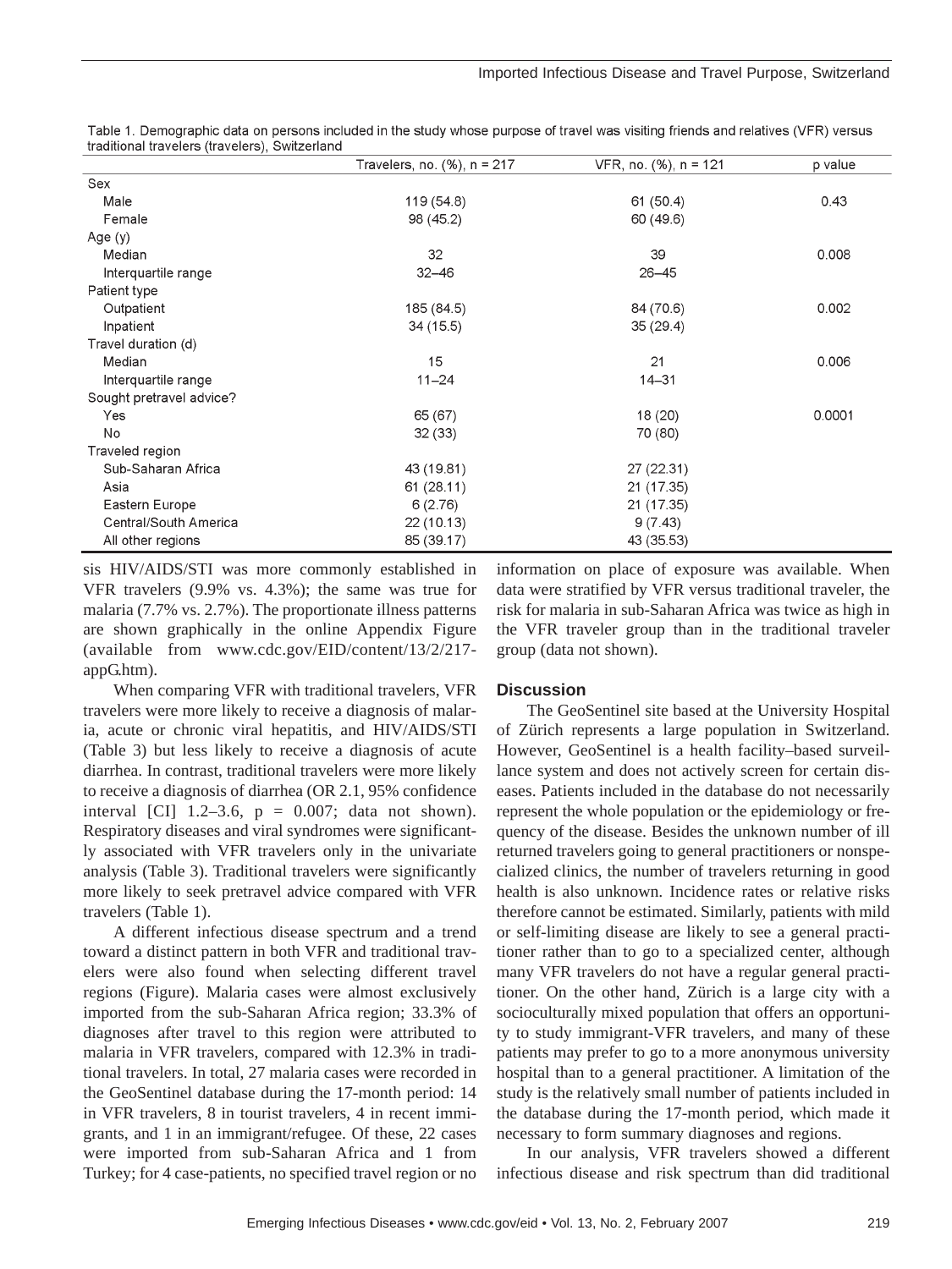Table 1. Demographic data on persons included in the study whose purpose of travel was visiting friends and relatives (VFR) versus traditional travelers (travelers), Switzerland

| | Travelers, no. (%), n = 217 | VFR, no. (%), n = 121 | p value |
|---|---|---|---|
| Sex | | | |
| Male | 119 (54.8) | 61 (50.4) | 0.43 |
| Female | 98 (45.2) | 60 (49.6) | |
| Age (y) | | | |
| Median | 32 | 39 | 0.008 |
| Interquartile range | 32–46 | 26–45 | |
| Patient type | | | |
| Outpatient | 185 (84.5) | 84 (70.6) | 0.002 |
| Inpatient | 34 (15.5) | 35 (29.4) | |
| Travel duration (d) | | | |
| Median | 15 | 21 | 0.006 |
| Interquartile range | 11–24 | 14–31 | |
| Sought pretravel advice? | | | |
| Yes | 65 (67) | 18 (20) | 0.0001 |
| No | 32 (33) | 70 (80) | |
| Traveled region | | | |
| Sub-Saharan Africa | 43 (19.81) | 27 (22.31) | |
| Asia | 61 (28.11) | 21 (17.35) | |
| Eastern Europe | 6 (2.76) | 21 (17.35) | |
| Central/South America | 22 (10.13) | 9 (7.43) | |
| All other regions | 85 (39.17) | 43 (35.53) | |

sis HIV/AIDS/STI was more commonly established in VFR travelers (9.9% vs. 4.3%); the same was true for malaria (7.7% vs. 2.7%). The proportionate illness patterns are shown graphically in the online Appendix Figure (available from www.cdc.gov/EID/content/13/2/217-appG.htm).

When comparing VFR with traditional travelers, VFR travelers were more likely to receive a diagnosis of malaria, acute or chronic viral hepatitis, and HIV/AIDS/STI (Table 3) but less likely to receive a diagnosis of acute diarrhea. In contrast, traditional travelers were more likely to receive a diagnosis of diarrhea (OR 2.1, 95% confidence interval [CI] 1.2–3.6, $p = 0.007$; data not shown). Respiratory diseases and viral syndromes were significantly associated with VFR travelers only in the univariate analysis (Table 3). Traditional travelers were significantly more likely to seek pretravel advice compared with VFR travelers (Table 1).

A different infectious disease spectrum and a trend toward a distinct pattern in both VFR and traditional travelers were also found when selecting different travel regions (Figure). Malaria cases were almost exclusively imported from the sub-Saharan Africa region; 33.3% of diagnoses after travel to this region were attributed to malaria in VFR travelers, compared with 12.3% in traditional travelers. In total, 27 malaria cases were recorded in the GeoSentinel database during the 17-month period: 14 in VFR travelers, 8 in tourist travelers, 4 in recent immigrants, and 1 in an immigrant/refugee. Of these, 22 cases were imported from sub-Saharan Africa and 1 from Turkey; for 4 case-patients, no specified travel region or no information on place of exposure was available. When data were stratified by VFR versus traditional traveler, the risk for malaria in sub-Saharan Africa was twice as high in the VFR traveler group than in the traditional traveler group (data not shown).

## Discussion

The GeoSentinel site based at the University Hospital of Zürich represents a large population in Switzerland. However, GeoSentinel is a health facility–based surveillance system and does not actively screen for certain diseases. Patients included in the database do not necessarily represent the whole population or the epidemiology or frequency of the disease. Besides the unknown number of ill returned travelers going to general practitioners or nonspecialized clinics, the number of travelers returning in good health is also unknown. Incidence rates or relative risks therefore cannot be estimated. Similarly, patients with mild or self-limiting disease are likely to see a general practitioner rather than to go to a specialized center, although many VFR travelers do not have a regular general practitioner. On the other hand, Zürich is a large city with a socioculturally mixed population that offers an opportunity to study immigrant-VFR travelers, and many of these patients may prefer to go to a more anonymous university hospital than to a general practitioner. A limitation of the study is the relatively small number of patients included in the database during the 17-month period, which made it necessary to form summary diagnoses and regions.

In our analysis, VFR travelers showed a different infectious disease and risk spectrum than did traditional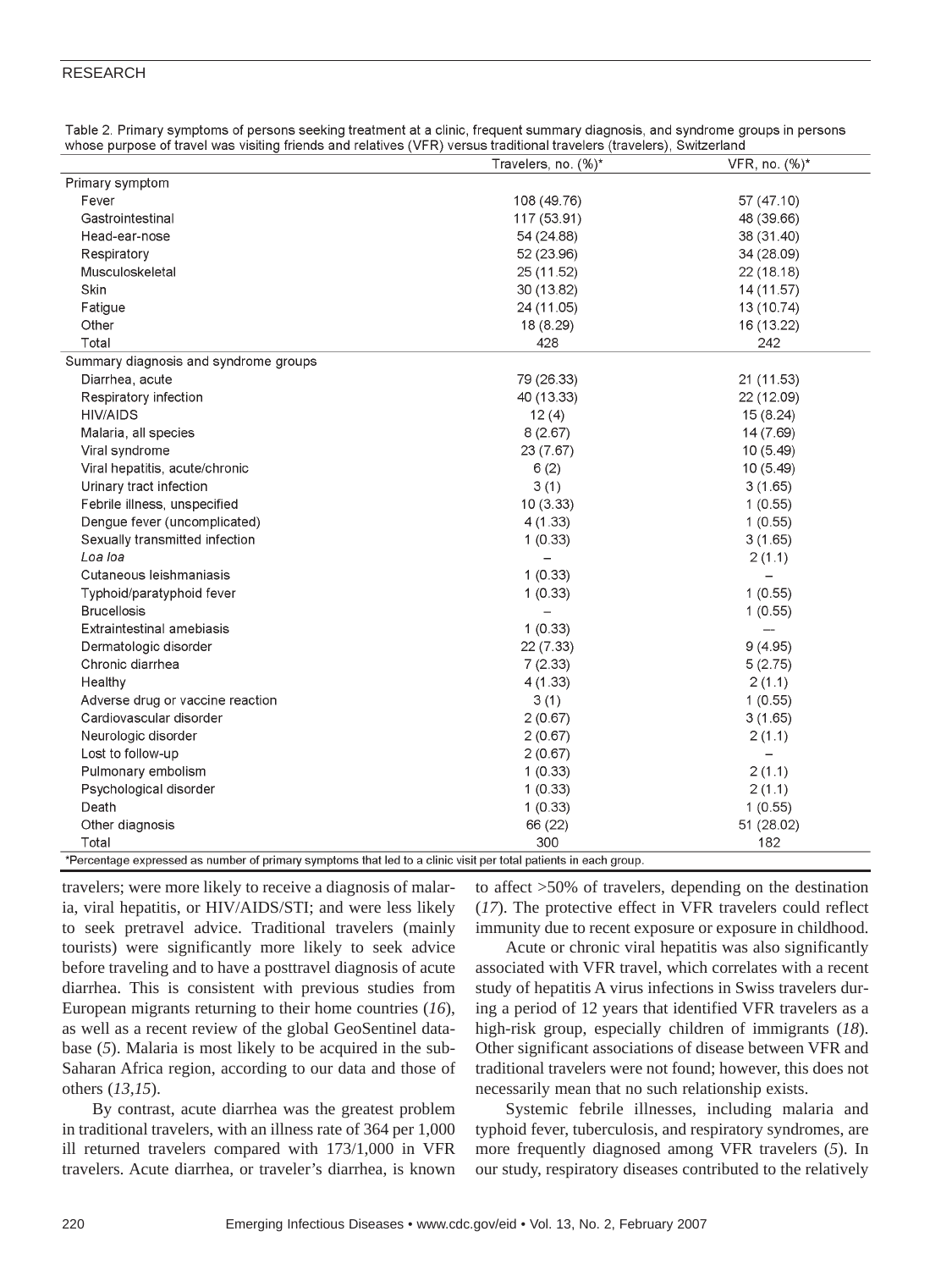Table 2. Primary symptoms of persons seeking treatment at a clinic, frequent summary diagnosis, and syndrome groups in persons whose purpose of travel was visiting friends and relatives (VFR) versus traditional travelers (travelers), Switzerland

| | Travelers, no. (%)* | VFR, no. (%)* |
|---|---|---|
| Primary symptom | | |
| Fever | 108 (49.76) | 57 (47.10) |
| Gastrointestinal | 117 (53.91) | 48 (39.66) |
| Head-ear-nose | 54 (24.88) | 38 (31.40) |
| Respiratory | 52 (23.96) | 34 (28.09) |
| Musculoskeletal | 25 (11.52) | 22 (18.18) |
| Skin | 30 (13.82) | 14 (11.57) |
| Fatigue | 24 (11.05) | 13 (10.74) |
| Other | 18 (8.29) | 16 (13.22) |
| Total | 428 | 242 |
| Summary diagnosis and syndrome groups | | |
| Diarrhea, acute | 79 (26.33) | 21 (11.53) |
| Respiratory infection | 40 (13.33) | 22 (12.09) |
| HIV/AIDS | 12 (4) | 15 (8.24) |
| Malaria, all species | 8 (2.67) | 14 (7.69) |
| Viral syndrome | 23 (7.67) | 10 (5.49) |
| Viral hepatitis, acute/chronic | 6 (2) | 10 (5.49) |
| Urinary tract infection | 3 (1) | 3 (1.65) |
| Febrile illness, unspecified | 10 (3.33) | 1 (0.55) |
| Dengue fever (uncomplicated) | 4 (1.33) | 1 (0.55) |
| Sexually transmitted infection | 1 (0.33) | 3 (1.65) |
| *Loa loa* | – | 2 (1.1) |
| Cutaneous leishmaniasis | 1 (0.33) | – |
| Typhoid/paratyphoid fever | 1 (0.33) | 1 (0.55) |
| Brucellosis | – | 1 (0.55) |
| Extraintestinal amebiasis | 1 (0.33) | – |
| Dermatologic disorder | 22 (7.33) | 9 (4.95) |
| Chronic diarrhea | 7 (2.33) | 5 (2.75) |
| Healthy | 4 (1.33) | 2 (1.1) |
| Adverse drug or vaccine reaction | 3 (1) | 1 (0.55) |
| Cardiovascular disorder | 2 (0.67) | 3 (1.65) |
| Neurologic disorder | 2 (0.67) | 2 (1.1) |
| Lost to follow-up | 2 (0.67) | – |
| Pulmonary embolism | 1 (0.33) | 2 (1.1) |
| Psychological disorder | 1 (0.33) | 2 (1.1) |
| Death | 1 (0.33) | 1 (0.55) |
| Other diagnosis | 66 (22) | 51 (28.02) |
| Total | 300 | 182 |

*Percentage expressed as number of primary symptoms that led to a clinic visit per total patients in each group.

travelers; were more likely to receive a diagnosis of malaria, viral hepatitis, or HIV/AIDS/STI; and were less likely to seek pretravel advice. Traditional travelers (mainly tourists) were significantly more likely to seek advice before traveling and to have a posttravel diagnosis of acute diarrhea. This is consistent with previous studies from European migrants returning to their home countries (*16*), as well as a recent review of the global GeoSentinel database (*5*). Malaria is most likely to be acquired in the sub-Saharan Africa region, according to our data and those of others (*13,15*).

By contrast, acute diarrhea was the greatest problem in traditional travelers, with an illness rate of 364 per 1,000 ill returned travelers compared with 173/1,000 in VFR travelers. Acute diarrhea, or traveler's diarrhea, is known to affect >50% of travelers, depending on the destination (*17*). The protective effect in VFR travelers could reflect immunity due to recent exposure or exposure in childhood.

Acute or chronic viral hepatitis was also significantly associated with VFR travel, which correlates with a recent study of hepatitis A virus infections in Swiss travelers during a period of 12 years that identified VFR travelers as a high-risk group, especially children of immigrants (*18*). Other significant associations of disease between VFR and traditional travelers were not found; however, this does not necessarily mean that no such relationship exists.

Systemic febrile illnesses, including malaria and typhoid fever, tuberculosis, and respiratory syndromes, are more frequently diagnosed among VFR travelers (*5*). In our study, respiratory diseases contributed to the relatively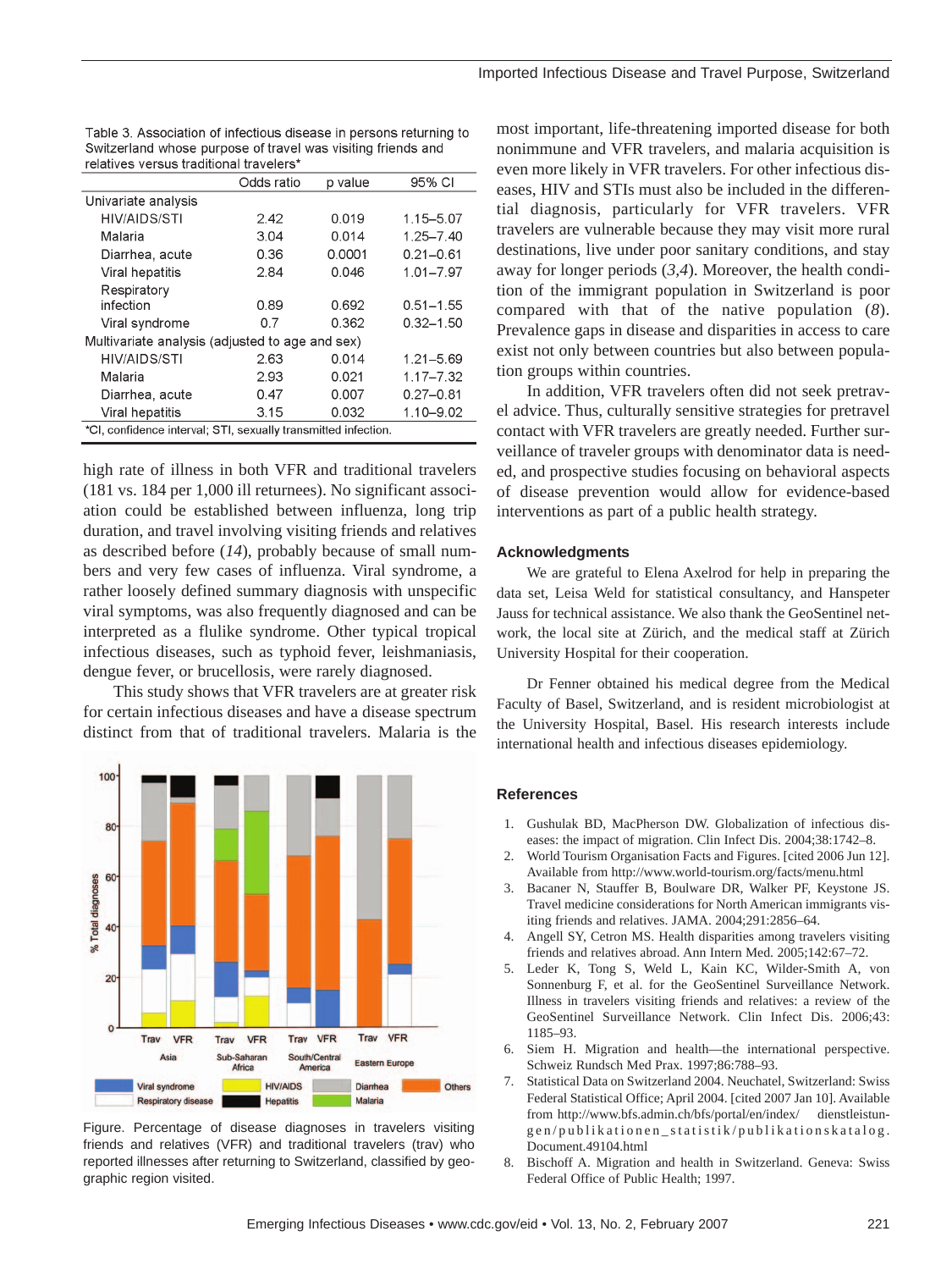Table 3. Association of infectious disease in persons returning to Switzerland whose purpose of travel was visiting friends and relatives versus traditional travelers*

| | Odds ratio | p value | 95% CI |
|---|---|---|---|
| Univariate analysis | | | |
| HIV/AIDS/STI | 2.42 | 0.019 | 1.15–5.07 |
| Malaria | 3.04 | 0.014 | 1.25–7.40 |
| Diarrhea, acute | 0.36 | 0.0001 | 0.21–0.61 |
| Viral hepatitis | 2.84 | 0.046 | 1.01–7.97 |
| Respiratory infection | 0.89 | 0.692 | 0.51–1.55 |
| Viral syndrome | 0.7 | 0.362 | 0.32–1.50 |
| Multivariate analysis (adjusted to age and sex) | | | |
| HIV/AIDS/STI | 2.63 | 0.014 | 1.21–5.69 |
| Malaria | 2.93 | 0.021 | 1.17–7.32 |
| Diarrhea, acute | 0.47 | 0.007 | 0.27–0.81 |
| Viral hepatitis | 3.15 | 0.032 | 1.10–9.02 |

*CI, confidence interval; STI, sexually transmitted infection.

high rate of illness in both VFR and traditional travelers (181 vs. 184 per 1,000 ill returnees). No significant association could be established between influenza, long trip duration, and travel involving visiting friends and relatives as described before (*14*), probably because of small numbers and very few cases of influenza. Viral syndrome, a rather loosely defined summary diagnosis with unspecific viral symptoms, was also frequently diagnosed and can be interpreted as a flulike syndrome. Other typical tropical infectious diseases, such as typhoid fever, leishmaniasis, dengue fever, or brucellosis, were rarely diagnosed.

This study shows that VFR travelers are at greater risk for certain infectious diseases and have a disease spectrum distinct from that of traditional travelers. Malaria is the most important, life-threatening imported disease for both nonimmune and VFR travelers, and malaria acquisition is even more likely in VFR travelers. For other infectious diseases, HIV and STIs must also be included in the differential diagnosis, particularly for VFR travelers. VFR travelers are vulnerable because they may visit more rural destinations, live under poor sanitary conditions, and stay away for longer periods (*3*,*4*). Moreover, the health condition of the immigrant population in Switzerland is poor compared with that of the native population (*8*). Prevalence gaps in disease and disparities in access to care exist not only between countries but also between population groups within countries.

In addition, VFR travelers often did not seek pretravel advice. Thus, culturally sensitive strategies for pretravel contact with VFR travelers are greatly needed. Further surveillance of traveler groups with denominator data is needed, and prospective studies focusing on behavioral aspects of disease prevention would allow for evidence-based interventions as part of a public health strategy.

100
80
60
40
20
0
% Total diagnoses
Trav VFR
Asia
Trav VFR
Sub-Saharan Africa
Trav VFR
South/Central America
Trav VFR
Eastern Europe
Viral syndrome
Respiratory disease
HIV/AIDS
Hepatitis
Diarrhea
Malaria
Others

Figure. Percentage of disease diagnoses in travelers visiting friends and relatives (VFR) and traditional travelers (trav) who reported illnesses after returning to Switzerland, classified by geographic region visited.

## Acknowledgments

We are grateful to Elena Axelrod for help in preparing the data set, Leisa Weld for statistical consultancy, and Hanspeter Jauss for technical assistance. We also thank the GeoSentinel network, the local site at Zürich, and the medical staff at Zürich University Hospital for their cooperation.

Dr Fenner obtained his medical degree from the Medical Faculty of Basel, Switzerland, and is resident microbiologist at the University Hospital, Basel. His research interests include international health and infectious diseases epidemiology.

## References

1. Gushulak BD, MacPherson DW. Globalization of infectious diseases: the impact of migration. Clin Infect Dis. 2004;38:1742–8.
2. World Tourism Organisation Facts and Figures. [cited 2006 Jun 12]. Available from http://www.world-tourism.org/facts/menu.html
3. Bacaner N, Stauffer B, Boulware DR, Walker PF, Keystone JS. Travel medicine considerations for North American immigrants visiting friends and relatives. JAMA. 2004;291:2856–64.
4. Angell SY, Cetron MS. Health disparities among travelers visiting friends and relatives abroad. Ann Intern Med. 2005;142:67–72.
5. Leder K, Tong S, Weld L, Kain KC, Wilder-Smith A, von Sonnenburg F, et al. for the GeoSentinel Surveillance Network. Illness in travelers visiting friends and relatives: a review of the GeoSentinel Surveillance Network. Clin Infect Dis. 2006;43:1185–93.
6. Siem H. Migration and health—the international perspective. Schweiz Rundsch Med Prax. 1997;86:788–93.
7. Statistical Data on Switzerland 2004. Neuchatel, Switzerland: Swiss Federal Statistical Office; April 2004. [cited 2007 Jan 10]. Available from http://www.bfs.admin.ch/bfs/portal/en/index/ dienstleistungen/publikationen_statistik/publikationskatalog.Document.49104.html
8. Bischoff A. Migration and health in Switzerland. Geneva: Swiss Federal Office of Public Health; 1997.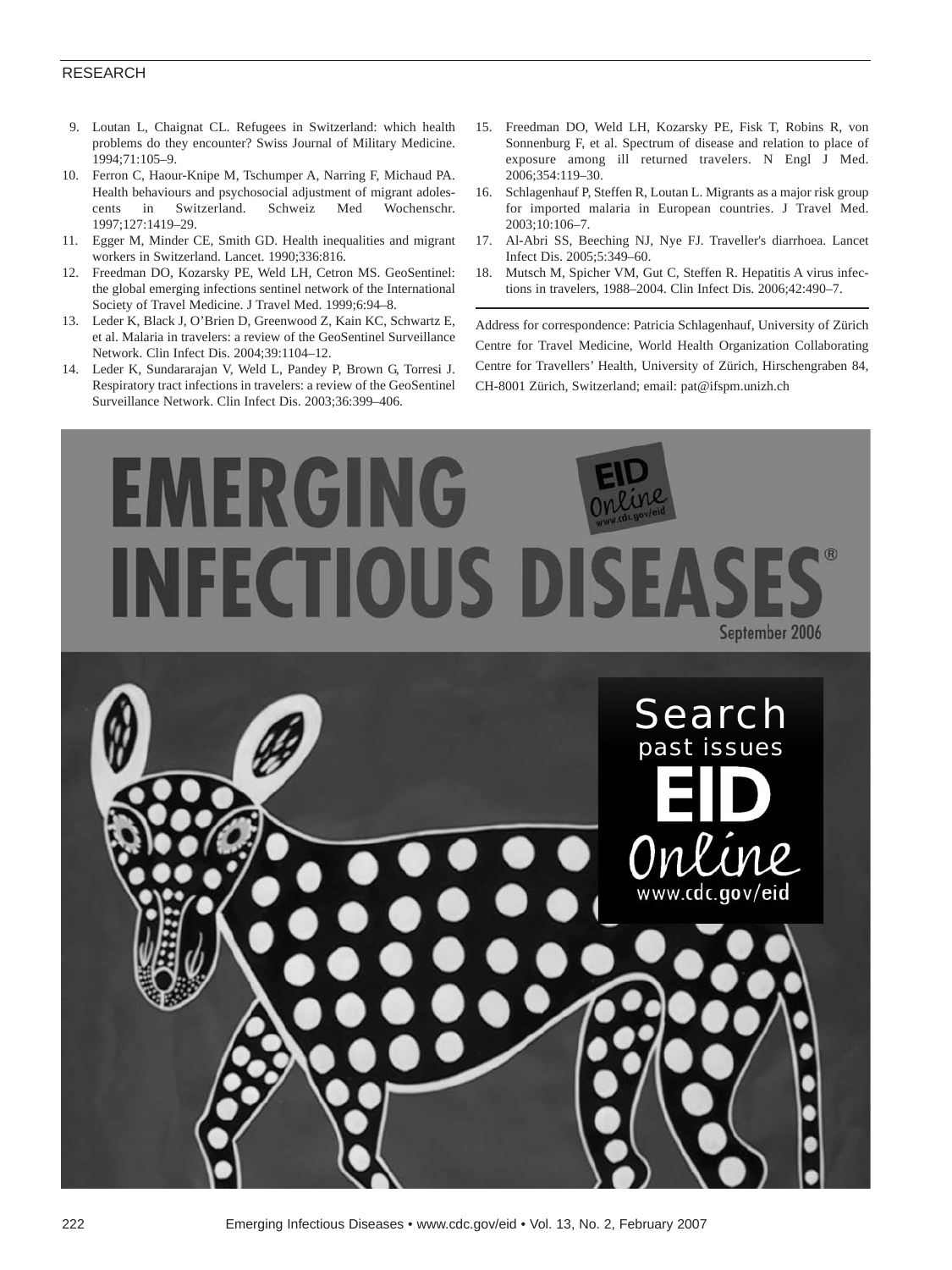9. Loutan L, Chaignat CL. Refugees in Switzerland: which health problems do they encounter? Swiss Journal of Military Medicine. 1994;71:105–9.
10. Ferron C, Haour-Knipe M, Tschumper A, Narring F, Michaud PA. Health behaviours and psychosocial adjustment of migrant adolescents in Switzerland. Schweiz Med Wochenschr. 1997;127:1419–29.
11. Egger M, Minder CE, Smith GD. Health inequalities and migrant workers in Switzerland. Lancet. 1990;336:816.
12. Freedman DO, Kozarsky PE, Weld LH, Cetron MS. GeoSentinel: the global emerging infections sentinel network of the International Society of Travel Medicine. J Travel Med. 1999;6:94–8.
13. Leder K, Black J, O'Brien D, Greenwood Z, Kain KC, Schwartz E, et al. Malaria in travelers: a review of the GeoSentinel Surveillance Network. Clin Infect Dis. 2004;39:1104–12.
14. Leder K, Sundararajan V, Weld L, Pandey P, Brown G, Torresi J. Respiratory tract infections in travelers: a review of the GeoSentinel Surveillance Network. Clin Infect Dis. 2003;36:399–406.
15. Freedman DO, Weld LH, Kozarsky PE, Fisk T, Robins R, von Sonnenburg F, et al. Spectrum of disease and relation to place of exposure among ill returned travelers. N Engl J Med. 2006;354:119–30.
16. Schlagenhauf P, Steffen R, Loutan L. Migrants as a major risk group for imported malaria in European countries. J Travel Med. 2003;10:106–7.
17. Al-Abri SS, Beeching NJ, Nye FJ. Traveller's diarrhoea. Lancet Infect Dis. 2005;5:349–60.
18. Mutsch M, Spicher VM, Gut C, Steffen R. Hepatitis A virus infections in travelers, 1988–2004. Clin Infect Dis. 2006;42:490–7.

Address for correspondence: Patricia Schlagenhauf, University of Zürich Centre for Travel Medicine, World Health Organization Collaborating Centre for Travellers' Health, University of Zürich, Hirschengraben 84, CH-8001 Zürich, Switzerland; email: pat@ifspm.unizh.ch

EMERGING INFECTIOUS DISEASES®

EID Online www.cdc.gov/eid

September 2006

Search past issues

EID Online

www.cdc.gov/eid